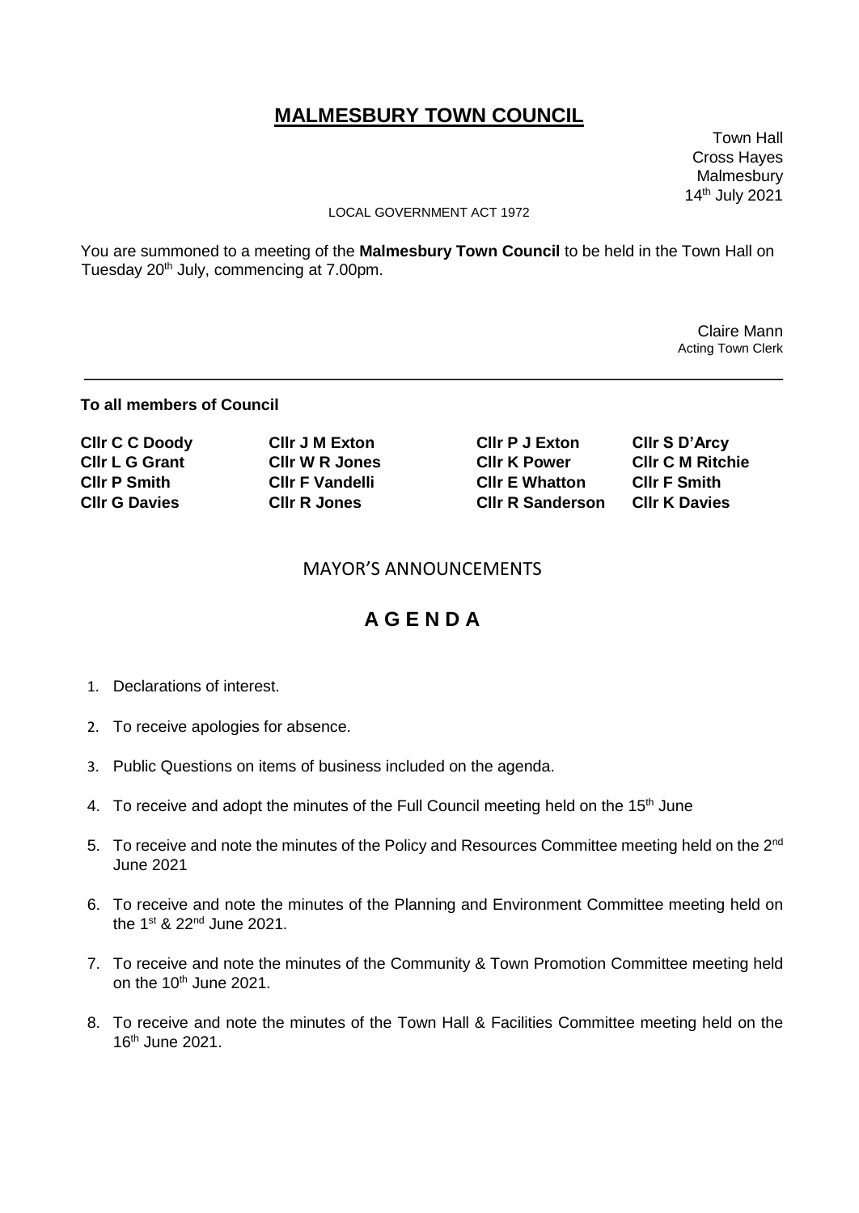# MALMESBURY TOWN COUNCIL

Town Hall
Cross Hayes
Malmesbury
14th July 2021

LOCAL GOVERNMENT ACT 1972

You are summoned to a meeting of the **Malmesbury Town Council** to be held in the Town Hall on Tuesday 20th July, commencing at 7.00pm.

Claire Mann
Acting Town Clerk

---

**To all members of Council**

| | | | |
|---|---|---|---|
| **Cllr C C Doody** | **Cllr J M Exton** | **Cllr P J Exton** | **Cllr S D'Arcy** |
| **Cllr L G Grant** | **Cllr W R Jones** | **Cllr K Power** | **Cllr C M Ritchie** |
| **Cllr P Smith** | **Cllr F Vandelli** | **Cllr E Whatton** | **Cllr F Smith** |
| **Cllr G Davies** | **Cllr R Jones** | **Cllr R Sanderson** | **Cllr K Davies** |

## MAYOR'S ANNOUNCEMENTS

# A G E N D A

1. Declarations of interest.
2. To receive apologies for absence.
3. Public Questions on items of business included on the agenda.
4. To receive and adopt the minutes of the Full Council meeting held on the 15th June
5. To receive and note the minutes of the Policy and Resources Committee meeting held on the 2nd June 2021
6. To receive and note the minutes of the Planning and Environment Committee meeting held on the 1st & 22nd June 2021.
7. To receive and note the minutes of the Community & Town Promotion Committee meeting held on the 10th June 2021.
8. To receive and note the minutes of the Town Hall & Facilities Committee meeting held on the 16th June 2021.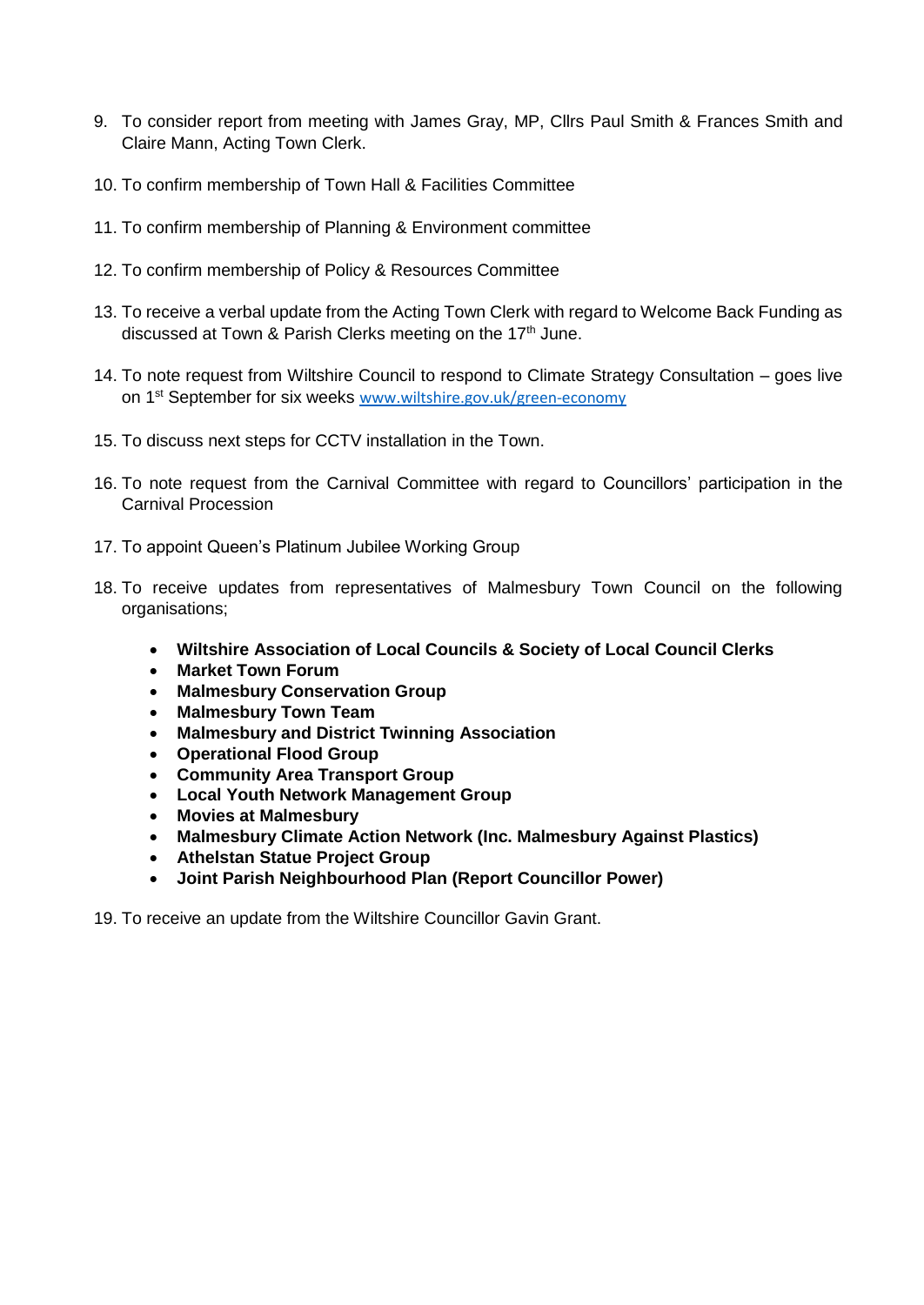9. To consider report from meeting with James Gray, MP, Cllrs Paul Smith & Frances Smith and Claire Mann, Acting Town Clerk.

10. To confirm membership of Town Hall & Facilities Committee

11. To confirm membership of Planning & Environment committee

12. To confirm membership of Policy & Resources Committee

13. To receive a verbal update from the Acting Town Clerk with regard to Welcome Back Funding as discussed at Town & Parish Clerks meeting on the 17th June.

14. To note request from Wiltshire Council to respond to Climate Strategy Consultation – goes live on 1st September for six weeks www.wiltshire.gov.uk/green-economy

15. To discuss next steps for CCTV installation in the Town.

16. To note request from the Carnival Committee with regard to Councillors' participation in the Carnival Procession

17. To appoint Queen's Platinum Jubilee Working Group

18. To receive updates from representatives of Malmesbury Town Council on the following organisations;

    - **Wiltshire Association of Local Councils & Society of Local Council Clerks**
    - **Market Town Forum**
    - **Malmesbury Conservation Group**
    - **Malmesbury Town Team**
    - **Malmesbury and District Twinning Association**
    - **Operational Flood Group**
    - **Community Area Transport Group**
    - **Local Youth Network Management Group**
    - **Movies at Malmesbury**
    - **Malmesbury Climate Action Network (Inc. Malmesbury Against Plastics)**
    - **Athelstan Statue Project Group**
    - **Joint Parish Neighbourhood Plan (Report Councillor Power)**

19. To receive an update from the Wiltshire Councillor Gavin Grant.